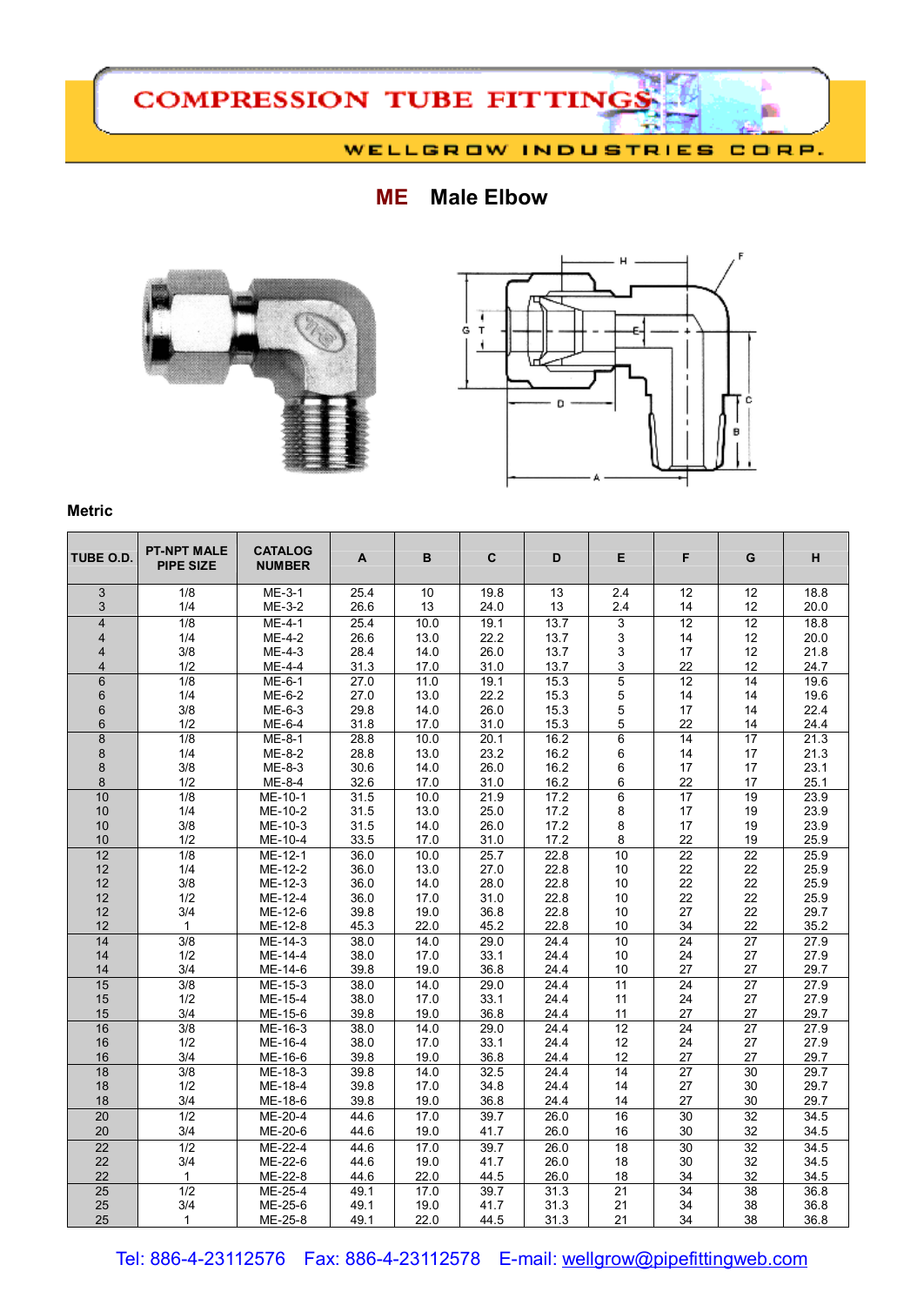# COMPRESSION TUBE FITTINGS

WELLGROW INDUSTRIES CORP.

## ME Male Elbow

### Metric

| TUBE O.D. | PT-NPT MALE PIPE SIZE | CATALOG NUMBER | A | B | C | D | E | F | G | H |
|---|---|---|---|---|---|---|---|---|---|---|
| 3 | 1/8 | ME-3-1 | 25.4 | 10 | 19.8 | 13 | 2.4 | 12 | 12 | 18.8 |
| 3 | 1/4 | ME-3-2 | 26.6 | 13 | 24.0 | 13 | 2.4 | 14 | 12 | 20.0 |
| 4 | 1/8 | ME-4-1 | 25.4 | 10.0 | 19.1 | 13.7 | 3 | 12 | 12 | 18.8 |
| 4 | 1/4 | ME-4-2 | 26.6 | 13.0 | 22.2 | 13.7 | 3 | 14 | 12 | 20.0 |
| 4 | 3/8 | ME-4-3 | 28.4 | 14.0 | 26.0 | 13.7 | 3 | 17 | 12 | 21.8 |
| 4 | 1/2 | ME-4-4 | 31.3 | 17.0 | 31.0 | 13.7 | 3 | 22 | 12 | 24.7 |
| 6 | 1/8 | ME-6-1 | 27.0 | 11.0 | 19.1 | 15.3 | 5 | 12 | 14 | 19.6 |
| 6 | 1/4 | ME-6-2 | 27.0 | 13.0 | 22.2 | 15.3 | 5 | 14 | 14 | 19.6 |
| 6 | 3/8 | ME-6-3 | 29.8 | 14.0 | 26.0 | 15.3 | 5 | 17 | 14 | 22.4 |
| 6 | 1/2 | ME-6-4 | 31.8 | 17.0 | 31.0 | 15.3 | 5 | 22 | 14 | 24.4 |
| 8 | 1/8 | ME-8-1 | 28.8 | 10.0 | 20.1 | 16.2 | 6 | 14 | 17 | 21.3 |
| 8 | 1/4 | ME-8-2 | 28.8 | 13.0 | 23.2 | 16.2 | 6 | 14 | 17 | 21.3 |
| 8 | 3/8 | ME-8-3 | 30.6 | 14.0 | 26.0 | 16.2 | 6 | 17 | 17 | 23.1 |
| 8 | 1/2 | ME-8-4 | 32.6 | 17.0 | 31.0 | 16.2 | 6 | 22 | 17 | 25.1 |
| 10 | 1/8 | ME-10-1 | 31.5 | 10.0 | 21.9 | 17.2 | 6 | 17 | 19 | 23.9 |
| 10 | 1/4 | ME-10-2 | 31.5 | 13.0 | 25.0 | 17.2 | 8 | 17 | 19 | 23.9 |
| 10 | 3/8 | ME-10-3 | 31.5 | 14.0 | 26.0 | 17.2 | 8 | 17 | 19 | 23.9 |
| 10 | 1/2 | ME-10-4 | 33.5 | 17.0 | 31.0 | 17.2 | 8 | 22 | 19 | 25.9 |
| 12 | 1/8 | ME-12-1 | 36.0 | 10.0 | 25.7 | 22.8 | 10 | 22 | 22 | 25.9 |
| 12 | 1/4 | ME-12-2 | 36.0 | 13.0 | 27.0 | 22.8 | 10 | 22 | 22 | 25.9 |
| 12 | 3/8 | ME-12-3 | 36.0 | 14.0 | 28.0 | 22.8 | 10 | 22 | 22 | 25.9 |
| 12 | 1/2 | ME-12-4 | 36.0 | 17.0 | 31.0 | 22.8 | 10 | 22 | 22 | 25.9 |
| 12 | 3/4 | ME-12-6 | 39.8 | 19.0 | 36.8 | 22.8 | 10 | 27 | 22 | 29.7 |
| 12 | 1 | ME-12-8 | 45.3 | 22.0 | 45.2 | 22.8 | 10 | 34 | 22 | 35.2 |
| 14 | 3/8 | ME-14-3 | 38.0 | 14.0 | 29.0 | 24.4 | 10 | 24 | 27 | 27.9 |
| 14 | 1/2 | ME-14-4 | 38.0 | 17.0 | 33.1 | 24.4 | 10 | 24 | 27 | 27.9 |
| 14 | 3/4 | ME-14-6 | 39.8 | 19.0 | 36.8 | 24.4 | 10 | 27 | 27 | 29.7 |
| 15 | 3/8 | ME-15-3 | 38.0 | 14.0 | 29.0 | 24.4 | 11 | 24 | 27 | 27.9 |
| 15 | 1/2 | ME-15-4 | 38.0 | 17.0 | 33.1 | 24.4 | 11 | 24 | 27 | 27.9 |
| 15 | 3/4 | ME-15-6 | 39.8 | 19.0 | 36.8 | 24.4 | 11 | 27 | 27 | 29.7 |
| 16 | 3/8 | ME-16-3 | 38.0 | 14.0 | 29.0 | 24.4 | 12 | 24 | 27 | 27.9 |
| 16 | 1/2 | ME-16-4 | 38.0 | 17.0 | 33.1 | 24.4 | 12 | 24 | 27 | 27.9 |
| 16 | 3/4 | ME-16-6 | 39.8 | 19.0 | 36.8 | 24.4 | 12 | 27 | 27 | 29.7 |
| 18 | 3/8 | ME-18-3 | 39.8 | 14.0 | 32.5 | 24.4 | 14 | 27 | 30 | 29.7 |
| 18 | 1/2 | ME-18-4 | 39.8 | 17.0 | 34.8 | 24.4 | 14 | 27 | 30 | 29.7 |
| 18 | 3/4 | ME-18-6 | 39.8 | 19.0 | 36.8 | 24.4 | 14 | 27 | 30 | 29.7 |
| 20 | 1/2 | ME-20-4 | 44.6 | 17.0 | 39.7 | 26.0 | 16 | 30 | 32 | 34.5 |
| 20 | 3/4 | ME-20-6 | 44.6 | 19.0 | 41.7 | 26.0 | 16 | 30 | 32 | 34.5 |
| 22 | 1/2 | ME-22-4 | 44.6 | 17.0 | 39.7 | 26.0 | 18 | 30 | 32 | 34.5 |
| 22 | 3/4 | ME-22-6 | 44.6 | 19.0 | 41.7 | 26.0 | 18 | 30 | 32 | 34.5 |
| 22 | 1 | ME-22-8 | 44.6 | 22.0 | 44.5 | 26.0 | 18 | 34 | 32 | 34.5 |
| 25 | 1/2 | ME-25-4 | 49.1 | 17.0 | 39.7 | 31.3 | 21 | 34 | 38 | 36.8 |
| 25 | 3/4 | ME-25-6 | 49.1 | 19.0 | 41.7 | 31.3 | 21 | 34 | 38 | 36.8 |
| 25 | 1 | ME-25-8 | 49.1 | 22.0 | 44.5 | 31.3 | 21 | 34 | 38 | 36.8 |

Tel: 886-4-23112576 Fax: 886-4-23112578 E-mail: wellgrow@pipefittingweb.com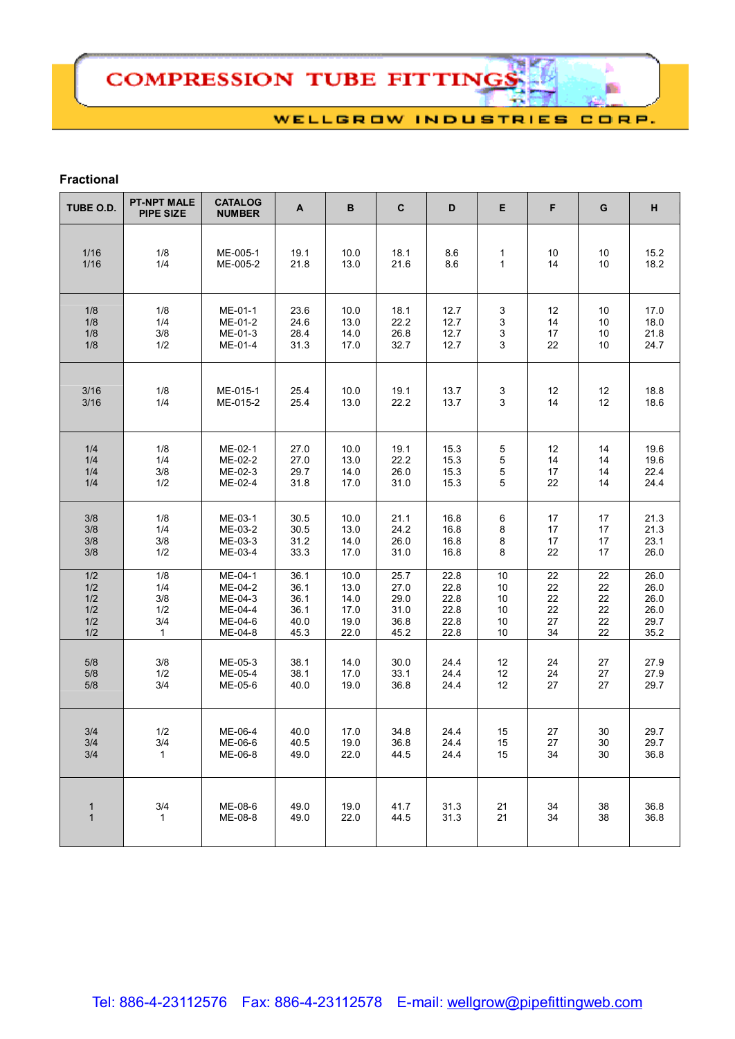# COMPRESSION TUBE FITTINGS

WELLGROW INDUSTRIES CORP.

**Fractional**

| TUBE O.D. | PT-NPT MALE PIPE SIZE | CATALOG NUMBER | A | B | C | D | E | F | G | H |
|---|---|---|---|---|---|---|---|---|---|---|
| 1/16 | 1/8 | ME-005-1 | 19.1 | 10.0 | 18.1 | 8.6 | 1 | 10 | 10 | 15.2 |
| 1/16 | 1/4 | ME-005-2 | 21.8 | 13.0 | 21.6 | 8.6 | 1 | 14 | 10 | 18.2 |
| 1/8 | 1/8 | ME-01-1 | 23.6 | 10.0 | 18.1 | 12.7 | 3 | 12 | 10 | 17.0 |
| 1/8 | 1/4 | ME-01-2 | 24.6 | 13.0 | 22.2 | 12.7 | 3 | 14 | 10 | 18.0 |
| 1/8 | 3/8 | ME-01-3 | 28.4 | 14.0 | 26.8 | 12.7 | 3 | 17 | 10 | 21.8 |
| 1/8 | 1/2 | ME-01-4 | 31.3 | 17.0 | 32.7 | 12.7 | 3 | 22 | 10 | 24.7 |
| 3/16 | 1/8 | ME-015-1 | 25.4 | 10.0 | 19.1 | 13.7 | 3 | 12 | 12 | 18.8 |
| 3/16 | 1/4 | ME-015-2 | 25.4 | 13.0 | 22.2 | 13.7 | 3 | 14 | 12 | 18.6 |
| 1/4 | 1/8 | ME-02-1 | 27.0 | 10.0 | 19.1 | 15.3 | 5 | 12 | 14 | 19.6 |
| 1/4 | 1/4 | ME-02-2 | 27.0 | 13.0 | 22.2 | 15.3 | 5 | 14 | 14 | 19.6 |
| 1/4 | 3/8 | ME-02-3 | 29.7 | 14.0 | 26.0 | 15.3 | 5 | 17 | 14 | 22.4 |
| 1/4 | 1/2 | ME-02-4 | 31.8 | 17.0 | 31.0 | 15.3 | 5 | 22 | 14 | 24.4 |
| 3/8 | 1/8 | ME-03-1 | 30.5 | 10.0 | 21.1 | 16.8 | 6 | 17 | 17 | 21.3 |
| 3/8 | 1/4 | ME-03-2 | 30.5 | 13.0 | 24.2 | 16.8 | 8 | 17 | 17 | 21.3 |
| 3/8 | 3/8 | ME-03-3 | 31.2 | 14.0 | 26.0 | 16.8 | 8 | 17 | 17 | 23.1 |
| 3/8 | 1/2 | ME-03-4 | 33.3 | 17.0 | 31.0 | 16.8 | 8 | 22 | 17 | 26.0 |
| 1/2 | 1/8 | ME-04-1 | 36.1 | 10.0 | 25.7 | 22.8 | 10 | 22 | 22 | 26.0 |
| 1/2 | 1/4 | ME-04-2 | 36.1 | 13.0 | 27.0 | 22.8 | 10 | 22 | 22 | 26.0 |
| 1/2 | 3/8 | ME-04-3 | 36.1 | 14.0 | 29.0 | 22.8 | 10 | 22 | 22 | 26.0 |
| 1/2 | 1/2 | ME-04-4 | 36.1 | 17.0 | 31.0 | 22.8 | 10 | 22 | 22 | 26.0 |
| 1/2 | 3/4 | ME-04-6 | 40.0 | 19.0 | 36.8 | 22.8 | 10 | 27 | 22 | 29.7 |
| 1/2 | 1 | ME-04-8 | 45.3 | 22.0 | 45.2 | 22.8 | 10 | 34 | 22 | 35.2 |
| 5/8 | 3/8 | ME-05-3 | 38.1 | 14.0 | 30.0 | 24.4 | 12 | 24 | 27 | 27.9 |
| 5/8 | 1/2 | ME-05-4 | 38.1 | 17.0 | 33.1 | 24.4 | 12 | 24 | 27 | 27.9 |
| 5/8 | 3/4 | ME-05-6 | 40.0 | 19.0 | 36.8 | 24.4 | 12 | 27 | 27 | 29.7 |
| 3/4 | 1/2 | ME-06-4 | 40.0 | 17.0 | 34.8 | 24.4 | 15 | 27 | 30 | 29.7 |
| 3/4 | 3/4 | ME-06-6 | 40.5 | 19.0 | 36.8 | 24.4 | 15 | 27 | 30 | 29.7 |
| 3/4 | 1 | ME-06-8 | 49.0 | 22.0 | 44.5 | 24.4 | 15 | 34 | 30 | 36.8 |
| 1 | 3/4 | ME-08-6 | 49.0 | 19.0 | 41.7 | 31.3 | 21 | 34 | 38 | 36.8 |
| 1 | 1 | ME-08-8 | 49.0 | 22.0 | 44.5 | 31.3 | 21 | 34 | 38 | 36.8 |

Tel: 886-4-23112576 Fax: 886-4-23112578 E-mail: wellgrow@pipefittingweb.com